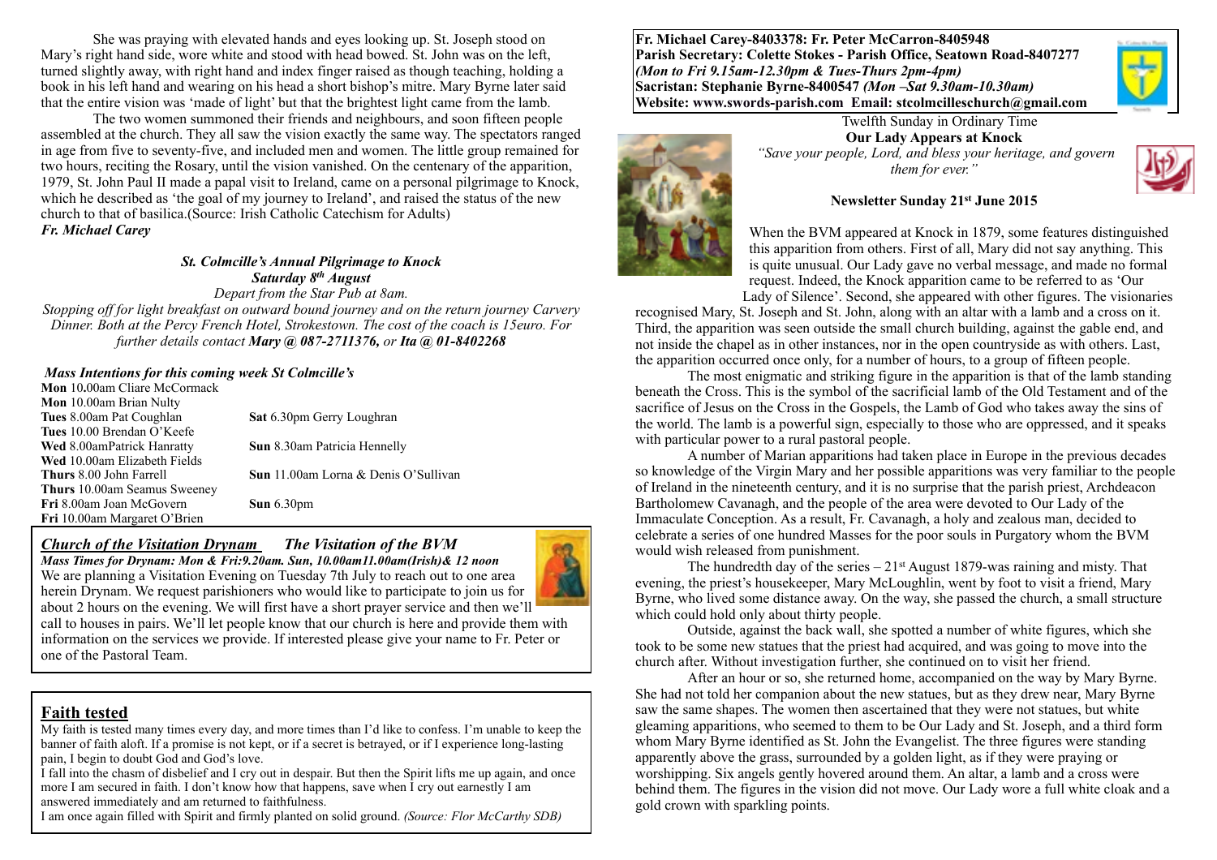She was praying with elevated hands and eyes looking up. St. Joseph stood on Mary's right hand side, wore white and stood with head bowed. St. John was on the left, turned slightly away, with right hand and index finger raised as though teaching, holding a book in his left hand and wearing on his head a short bishop's mitre. Mary Byrne later said that the entire vision was 'made of light' but that the brightest light came from the lamb.

The two women summoned their friends and neighbours, and soon fifteen people assembled at the church. They all saw the vision exactly the same way. The spectators ranged in age from five to seventy-five, and included men and women. The little group remained for two hours, reciting the Rosary, until the vision vanished. On the centenary of the apparition, 1979, St. John Paul II made a papal visit to Ireland, came on a personal pilgrimage to Knock, which he described as 'the goal of my journey to Ireland', and raised the status of the new church to that of basilica.(Source: Irish Catholic Catechism for Adults)
***Fr. Michael Carey***

***St. Colmcille's Annual Pilgrimage to Knock***
***Saturday 8th August***
*Depart from the Star Pub at 8am.*
*Stopping off for light breakfast on outward bound journey and on the return journey Carvery Dinner. Both at the Percy French Hotel, Strokestown. The cost of the coach is 15euro. For further details contact **Mary @ 087-2711376,** or **Ita @ 01-8402268***

***Mass Intentions for this coming week St Colmcille's***

| | |
|---|---|
| **Mon** 10.00am Cliare McCormack | |
| **Mon** 10.00am Brian Nulty | |
| **Tues** 8.00am Pat Coughlan | **Sat** 6.30pm Gerry Loughran |
| **Tues** 10.00 Brendan O'Keefe | |
| **Wed** 8.00amPatrick Hanratty | **Sun** 8.30am Patricia Hennelly |
| **Wed** 10.00am Elizabeth Fields | |
| **Thurs** 8.00 John Farrell | **Sun** 11.00am Lorna & Denis O'Sullivan |
| **Thurs** 10.00am Seamus Sweeney | |
| **Fri** 8.00am Joan McGovern | **Sun** 6.30pm |
| **Fri** 10.00am Margaret O'Brien | |

***Church of the Visitation Drynam*** ***The Visitation of the BVM***
***Mass Times for Drynam: Mon & Fri:9.20am. Sun, 10.00am11.00am(Irish)& 12 noon***
We are planning a Visitation Evening on Tuesday 7th July to reach out to one area herein Drynam. We request parishioners who would like to participate to join us for about 2 hours on the evening. We will first have a short prayer service and then we'll call to houses in pairs. We'll let people know that our church is here and provide them with information on the services we provide. If interested please give your name to Fr. Peter or one of the Pastoral Team.

## Faith tested

My faith is tested many times every day, and more times than I'd like to confess. I'm unable to keep the banner of faith aloft. If a promise is not kept, or if a secret is betrayed, or if I experience long-lasting pain, I begin to doubt God and God's love.
I fall into the chasm of disbelief and I cry out in despair. But then the Spirit lifts me up again, and once more I am secured in faith. I don't know how that happens, save when I cry out earnestly I am answered immediately and am returned to faithfulness.
I am once again filled with Spirit and firmly planted on solid ground. *(Source: Flor McCarthy SDB)*

**Fr. Michael Carey-8403378: Fr. Peter McCarron-8405948**
**Parish Secretary: Colette Stokes - Parish Office, Seatown Road-8407277**
***(Mon to Fri 9.15am-12.30pm & Tues-Thurs 2pm-4pm)***
**Sacristan: Stephanie Byrne-8400547** ***(Mon –Sat 9.30am-10.30am)***
**Website: www.swords-parish.com Email: stcolmcilleschurch@gmail.com**

Twelfth Sunday in Ordinary Time
**Our Lady Appears at Knock**
*"Save your people, Lord, and bless your heritage, and govern them for ever."*

**Newsletter Sunday 21st June 2015**

When the BVM appeared at Knock in 1879, some features distinguished this apparition from others. First of all, Mary did not say anything. This is quite unusual. Our Lady gave no verbal message, and made no formal request. Indeed, the Knock apparition came to be referred to as 'Our Lady of Silence'. Second, she appeared with other figures. The visionaries recognised Mary, St. Joseph and St. John, along with an altar with a lamb and a cross on it. Third, the apparition was seen outside the small church building, against the gable end, and not inside the chapel as in other instances, nor in the open countryside as with others. Last, the apparition occurred once only, for a number of hours, to a group of fifteen people.

The most enigmatic and striking figure in the apparition is that of the lamb standing beneath the Cross. This is the symbol of the sacrificial lamb of the Old Testament and of the sacrifice of Jesus on the Cross in the Gospels, the Lamb of God who takes away the sins of the world. The lamb is a powerful sign, especially to those who are oppressed, and it speaks with particular power to a rural pastoral people.

A number of Marian apparitions had taken place in Europe in the previous decades so knowledge of the Virgin Mary and her possible apparitions was very familiar to the people of Ireland in the nineteenth century, and it is no surprise that the parish priest, Archdeacon Bartholomew Cavanagh, and the people of the area were devoted to Our Lady of the Immaculate Conception. As a result, Fr. Cavanagh, a holy and zealous man, decided to celebrate a series of one hundred Masses for the poor souls in Purgatory whom the BVM would wish released from punishment.

The hundredth day of the series – 21st August 1879-was raining and misty. That evening, the priest's housekeeper, Mary McLoughlin, went by foot to visit a friend, Mary Byrne, who lived some distance away. On the way, she passed the church, a small structure which could hold only about thirty people.

Outside, against the back wall, she spotted a number of white figures, which she took to be some new statues that the priest had acquired, and was going to move into the church after. Without investigation further, she continued on to visit her friend.

After an hour or so, she returned home, accompanied on the way by Mary Byrne. She had not told her companion about the new statues, but as they drew near, Mary Byrne saw the same shapes. The women then ascertained that they were not statues, but white gleaming apparitions, who seemed to them to be Our Lady and St. Joseph, and a third form whom Mary Byrne identified as St. John the Evangelist. The three figures were standing apparently above the grass, surrounded by a golden light, as if they were praying or worshipping. Six angels gently hovered around them. An altar, a lamb and a cross were behind them. The figures in the vision did not move. Our Lady wore a full white cloak and a gold crown with sparkling points.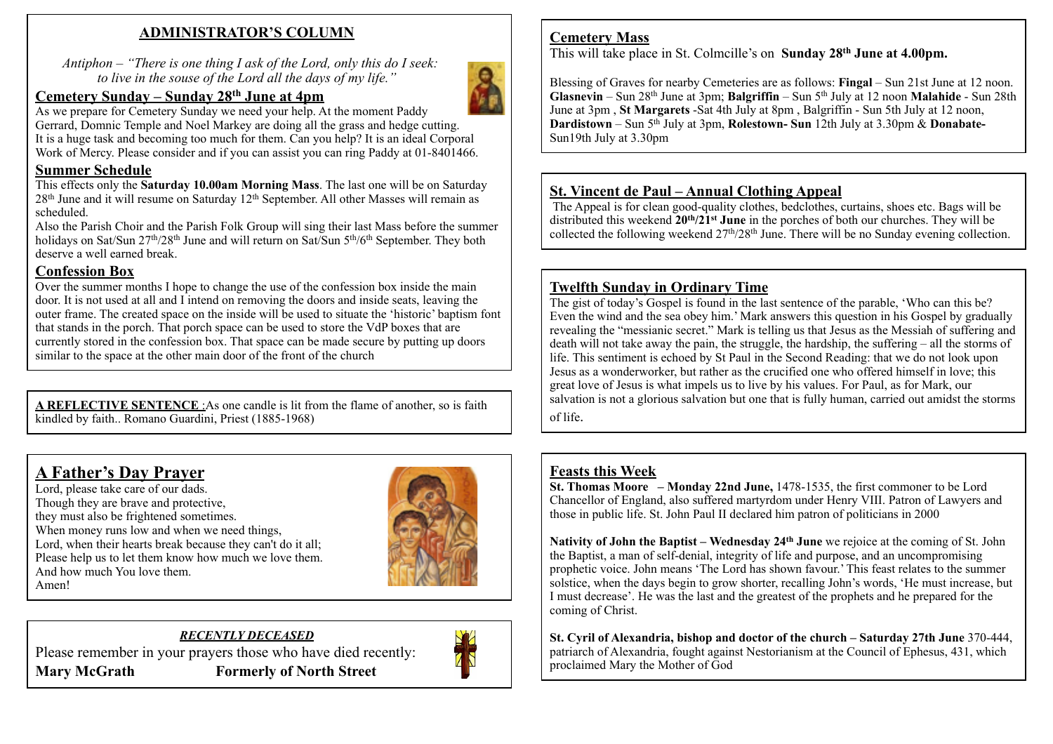## ADMINISTRATOR'S COLUMN

*Antiphon – "There is one thing I ask of the Lord, only this do I seek: to live in the souse of the Lord all the days of my life."*

### Cemetery Sunday – Sunday 28th June at 4pm

As we prepare for Cemetery Sunday we need your help. At the moment Paddy Gerrard, Domnic Temple and Noel Markey are doing all the grass and hedge cutting. It is a huge task and becoming too much for them. Can you help? It is an ideal Corporal Work of Mercy. Please consider and if you can assist you can ring Paddy at 01-8401466.

### Summer Schedule

This effects only the **Saturday 10.00am Morning Mass**. The last one will be on Saturday 28th June and it will resume on Saturday 12th September. All other Masses will remain as scheduled.

Also the Parish Choir and the Parish Folk Group will sing their last Mass before the summer holidays on Sat/Sun 27th/28th June and will return on Sat/Sun 5th/6th September. They both deserve a well earned break.

### Confession Box

Over the summer months I hope to change the use of the confession box inside the main door. It is not used at all and I intend on removing the doors and inside seats, leaving the outer frame. The created space on the inside will be used to situate the 'historic' baptism font that stands in the porch. That porch space can be used to store the VdP boxes that are currently stored in the confession box. That space can be made secure by putting up doors similar to the space at the other main door of the front of the church

**A REFLECTIVE SENTENCE** :As one candle is lit from the flame of another, so is faith kindled by faith.. Romano Guardini, Priest (1885-1968)

## A Father's Day Prayer

Lord, please take care of our dads.
Though they are brave and protective,
they must also be frightened sometimes.
When money runs low and when we need things,
Lord, when their hearts break because they can't do it all;
Please help us to let them know how much we love them.
And how much You love them.
Amen!

### *RECENTLY DECEASED*

Please remember in your prayers those who have died recently:

**Mary McGrath** **Formerly of North Street**

### Cemetery Mass

This will take place in St. Colmcille's on **Sunday 28th June at 4.00pm.**

Blessing of Graves for nearby Cemeteries are as follows: **Fingal** – Sun 21st June at 12 noon. **Glasnevin** – Sun 28th June at 3pm; **Balgriffin** – Sun 5th July at 12 noon **Malahide** - Sun 28th June at 3pm , **St Margarets** -Sat 4th July at 8pm , Balgriffin - Sun 5th July at 12 noon, **Dardistown** – Sun 5th July at 3pm, **Rolestown- Sun** 12th July at 3.30pm & **Donabate-** Sun19th July at 3.30pm

### St. Vincent de Paul – Annual Clothing Appeal

The Appeal is for clean good-quality clothes, bedclothes, curtains, shoes etc. Bags will be distributed this weekend **20th/21st June** in the porches of both our churches. They will be collected the following weekend 27th/28th June. There will be no Sunday evening collection.

### Twelfth Sunday in Ordinary Time

The gist of today's Gospel is found in the last sentence of the parable, 'Who can this be? Even the wind and the sea obey him.' Mark answers this question in his Gospel by gradually revealing the "messianic secret." Mark is telling us that Jesus as the Messiah of suffering and death will not take away the pain, the struggle, the hardship, the suffering – all the storms of life. This sentiment is echoed by St Paul in the Second Reading: that we do not look upon Jesus as a wonderworker, but rather as the crucified one who offered himself in love; this great love of Jesus is what impels us to live by his values. For Paul, as for Mark, our salvation is not a glorious salvation but one that is fully human, carried out amidst the storms of life.

### Feasts this Week

**St. Thomas Moore – Monday 22nd June,** 1478-1535, the first commoner to be Lord Chancellor of England, also suffered martyrdom under Henry VIII. Patron of Lawyers and those in public life. St. John Paul II declared him patron of politicians in 2000

**Nativity of John the Baptist – Wednesday 24th June** we rejoice at the coming of St. John the Baptist, a man of self-denial, integrity of life and purpose, and an uncompromising prophetic voice. John means 'The Lord has shown favour.' This feast relates to the summer solstice, when the days begin to grow shorter, recalling John's words, 'He must increase, but I must decrease'. He was the last and the greatest of the prophets and he prepared for the coming of Christ.

**St. Cyril of Alexandria, bishop and doctor of the church – Saturday 27th June** 370-444, patriarch of Alexandria, fought against Nestorianism at the Council of Ephesus, 431, which proclaimed Mary the Mother of God